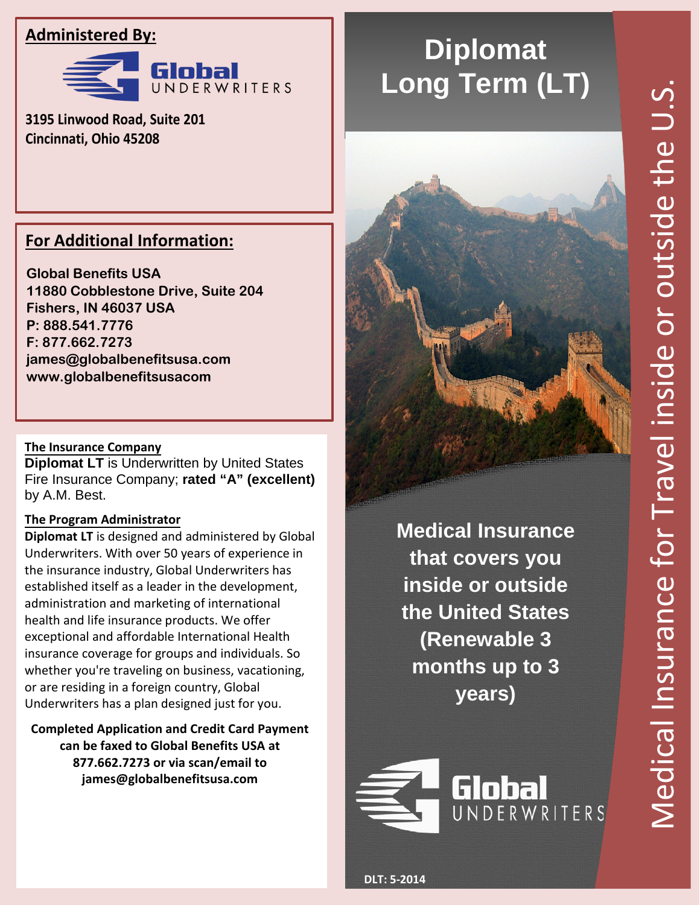# Diplomat Long Term (LT)

**Medical Insurance that covers you inside or outside the United States (Renewable 3 months up to 3 years)**

Medical Insurance for Travel inside or outside the U.S.

Global UNDERWRITERS

DLT: 5-2014

## Administered By:

Global UNDERWRITERS

**3195 Linwood Road, Suite 201**
**Cincinnati, Ohio 45208**

## For Additional Information:

**Global Benefits USA**
**11880 Cobblestone Drive, Suite 204**
**Fishers, IN 46037 USA**
**P: 888.541.7776**
**F: 877.662.7273**
**james@globalbenefitsusa.com**
**www.globalbenefitsusacom**

### The Insurance Company

**Diplomat LT** is Underwritten by United States Fire Insurance Company; **rated "A" (excellent)** by A.M. Best.

### The Program Administrator

**Diplomat LT** is designed and administered by Global Underwriters. With over 50 years of experience in the insurance industry, Global Underwriters has established itself as a leader in the development, administration and marketing of international health and life insurance products. We offer exceptional and affordable International Health insurance coverage for groups and individuals. So whether you're traveling on business, vacationing, or are residing in a foreign country, Global Underwriters has a plan designed just for you.

**Completed Application and Credit Card Payment can be faxed to Global Benefits USA at 877.662.7273 or via scan/email to james@globalbenefitsusa.com**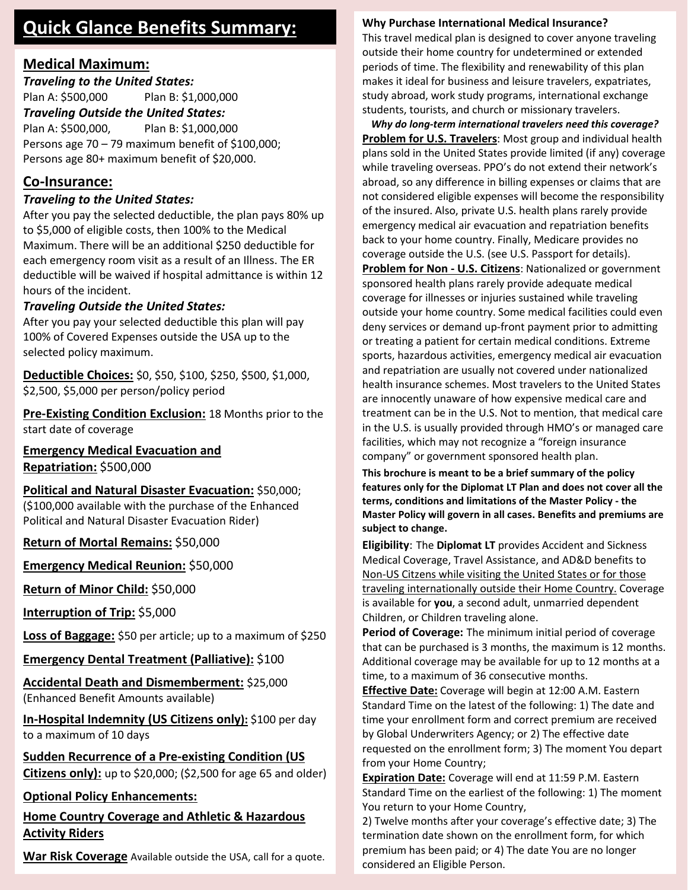# Quick Glance Benefits Summary:

## Medical Maximum:

***Traveling to the United States:***

Plan A: $500,000 Plan B: $1,000,000

***Traveling Outside the United States:***

Plan A: $500,000, Plan B: $1,000,000

Persons age 70 – 79 maximum benefit of $100,000;
Persons age 80+ maximum benefit of $20,000.

## Co-Insurance:

***Traveling to the United States:***

After you pay the selected deductible, the plan pays 80% up to $5,000 of eligible costs, then 100% to the Medical Maximum. There will be an additional $250 deductible for each emergency room visit as a result of an Illness. The ER deductible will be waived if hospital admittance is within 12 hours of the incident.

***Traveling Outside the United States:***

After you pay your selected deductible this plan will pay 100% of Covered Expenses outside the USA up to the selected policy maximum.

**Deductible Choices:** $0, $50, $100, $250, $500, $1,000, $2,500, $5,000 per person/policy period

**Pre-Existing Condition Exclusion:** 18 Months prior to the start date of coverage

**Emergency Medical Evacuation and Repatriation:** $500,000

**Political and Natural Disaster Evacuation:** $50,000; ($100,000 available with the purchase of the Enhanced Political and Natural Disaster Evacuation Rider)

**Return of Mortal Remains:** $50,000

**Emergency Medical Reunion:** $50,000

**Return of Minor Child:** $50,000

**Interruption of Trip:** $5,000

**Loss of Baggage:** $50 per article; up to a maximum of $250

**Emergency Dental Treatment (Palliative):** $100

**Accidental Death and Dismemberment:** $25,000 (Enhanced Benefit Amounts available)

**In-Hospital Indemnity (US Citizens only):** $100 per day to a maximum of 10 days

**Sudden Recurrence of a Pre-existing Condition (US Citizens only):** up to $20,000; ($2,500 for age 65 and older)

**Optional Policy Enhancements:**

**Home Country Coverage and Athletic & Hazardous Activity Riders**

**War Risk Coverage** Available outside the USA, call for a quote.

**Why Purchase International Medical Insurance?**

This travel medical plan is designed to cover anyone traveling outside their home country for undetermined or extended periods of time. The flexibility and renewability of this plan makes it ideal for business and leisure travelers, expatriates, study abroad, work study programs, international exchange students, tourists, and church or missionary travelers.

***Why do long-term international travelers need this coverage?***

**Problem for U.S. Travelers**: Most group and individual health plans sold in the United States provide limited (if any) coverage while traveling overseas. PPO's do not extend their network's abroad, so any difference in billing expenses or claims that are not considered eligible expenses will become the responsibility of the insured. Also, private U.S. health plans rarely provide emergency medical air evacuation and repatriation benefits back to your home country. Finally, Medicare provides no coverage outside the U.S. (see U.S. Passport for details).

**Problem for Non - U.S. Citizens**: Nationalized or government sponsored health plans rarely provide adequate medical coverage for illnesses or injuries sustained while traveling outside your home country. Some medical facilities could even deny services or demand up-front payment prior to admitting or treating a patient for certain medical conditions. Extreme sports, hazardous activities, emergency medical air evacuation and repatriation are usually not covered under nationalized health insurance schemes. Most travelers to the United States are innocently unaware of how expensive medical care and treatment can be in the U.S. Not to mention, that medical care in the U.S. is usually provided through HMO's or managed care facilities, which may not recognize a "foreign insurance company" or government sponsored health plan.

**This brochure is meant to be a brief summary of the policy features only for the Diplomat LT Plan and does not cover all the terms, conditions and limitations of the Master Policy - the Master Policy will govern in all cases. Benefits and premiums are subject to change.**

**Eligibility**: The **Diplomat LT** provides Accident and Sickness Medical Coverage, Travel Assistance, and AD&D benefits to Non-US Citizens while visiting the United States or for those traveling internationally outside their Home Country. Coverage is available for **you**, a second adult, unmarried dependent Children, or Children traveling alone.

**Period of Coverage:** The minimum initial period of coverage that can be purchased is 3 months, the maximum is 12 months. Additional coverage may be available for up to 12 months at a time, to a maximum of 36 consecutive months.

**Effective Date:** Coverage will begin at 12:00 A.M. Eastern Standard Time on the latest of the following: 1) The date and time your enrollment form and correct premium are received by Global Underwriters Agency; or 2) The effective date requested on the enrollment form; 3) The moment You depart from your Home Country;

**Expiration Date:** Coverage will end at 11:59 P.M. Eastern Standard Time on the earliest of the following: 1) The moment You return to your Home Country,
2) Twelve months after your coverage's effective date; 3) The termination date shown on the enrollment form, for which premium has been paid; or 4) The date You are no longer considered an Eligible Person.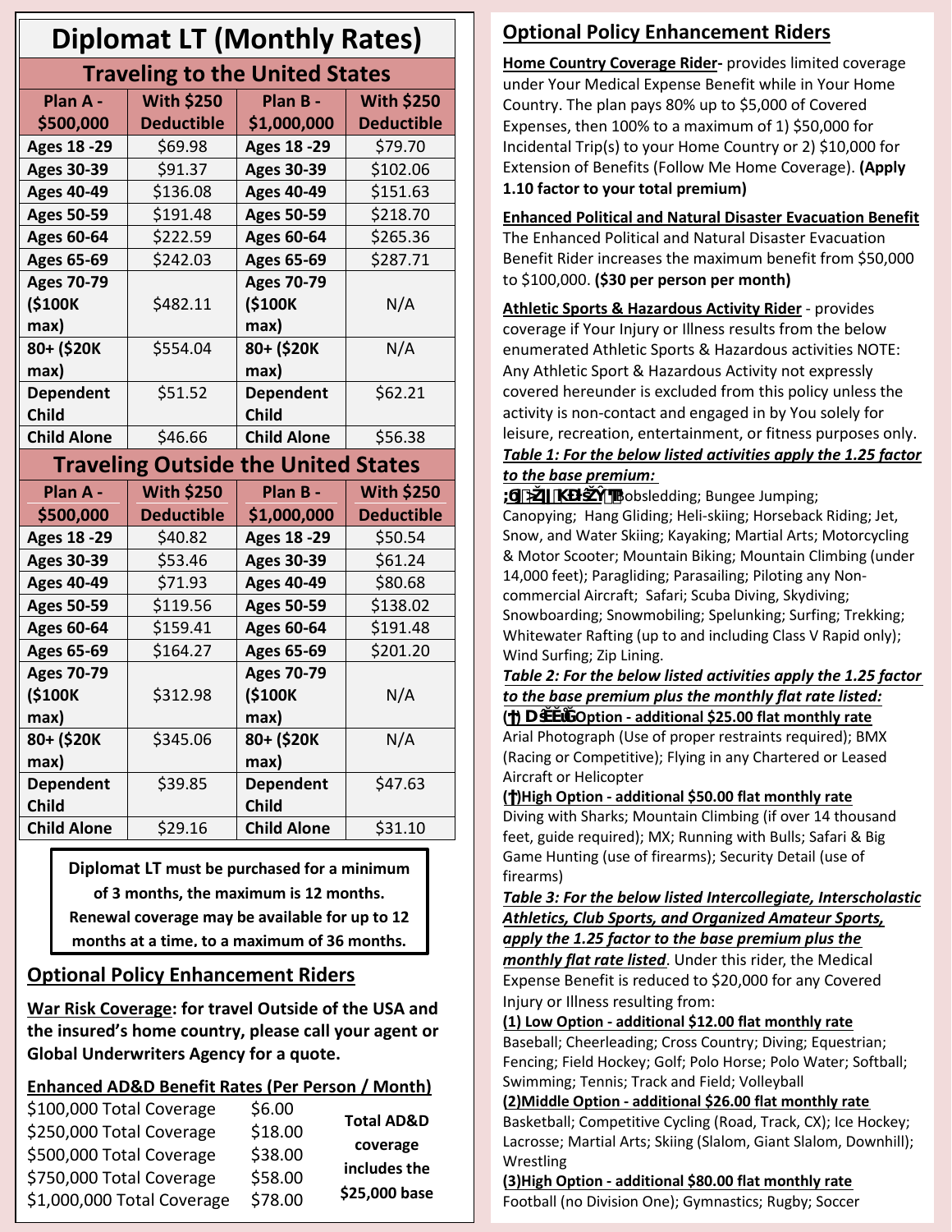# Diplomat LT (Monthly Rates)

## Traveling to the United States

| Plan A - $500,000 | With $250 Deductible | Plan B - $1,000,000 | With $250 Deductible |
|---|---|---|---|
| Ages 18 -29 | $69.98 | Ages 18 -29 | $79.70 |
| Ages 30-39 | $91.37 | Ages 30-39 | $102.06 |
| Ages 40-49 | $136.08 | Ages 40-49 | $151.63 |
| Ages 50-59 | $191.48 | Ages 50-59 | $218.70 |
| Ages 60-64 | $222.59 | Ages 60-64 | $265.36 |
| Ages 65-69 | $242.03 | Ages 65-69 | $287.71 |
| Ages 70-79 ($100K max) | $482.11 | Ages 70-79 ($100K max) | N/A |
| 80+ ($20K max) | $554.04 | 80+ ($20K max) | N/A |
| Dependent Child | $51.52 | Dependent Child | $62.21 |
| Child Alone | $46.66 | Child Alone | $56.38 |

## Traveling Outside the United States

| Plan A - $500,000 | With $250 Deductible | Plan B - $1,000,000 | With $250 Deductible |
|---|---|---|---|
| Ages 18 -29 | $40.82 | Ages 18 -29 | $50.54 |
| Ages 30-39 | $53.46 | Ages 30-39 | $61.24 |
| Ages 40-49 | $71.93 | Ages 40-49 | $80.68 |
| Ages 50-59 | $119.56 | Ages 50-59 | $138.02 |
| Ages 60-64 | $159.41 | Ages 60-64 | $191.48 |
| Ages 65-69 | $164.27 | Ages 65-69 | $201.20 |
| Ages 70-79 ($100K max) | $312.98 | Ages 70-79 ($100K max) | N/A |
| 80+ ($20K max) | $345.06 | 80+ ($20K max) | N/A |
| Dependent Child | $39.85 | Dependent Child | $47.63 |
| Child Alone | $29.16 | Child Alone | $31.10 |

**Diplomat LT must be purchased for a minimum of 3 months, the maximum is 12 months. Renewal coverage may be available for up to 12 months at a time, to a maximum of 36 months.**

## Optional Policy Enhancement Riders

**War Risk Coverage: for travel Outside of the USA and the insured's home country, please call your agent or Global Underwriters Agency for a quote.**

**Enhanced AD&D Benefit Rates (Per Person / Month)**

| Coverage | Rate |
|---|---|
| $100,000 Total Coverage | $6.00 |
| $250,000 Total Coverage | $18.00 |
| $500,000 Total Coverage | $38.00 |
| $750,000 Total Coverage | $58.00 |
| $1,000,000 Total Coverage | $78.00 |

**Total AD&D coverage includes the $25,000 base**

## Optional Policy Enhancement Riders

**Home Country Coverage Rider-** provides limited coverage under Your Medical Expense Benefit while in Your Home Country. The plan pays 80% up to $5,000 of Covered Expenses, then 100% to a maximum of 1) $50,000 for Incidental Trip(s) to your Home Country or 2) $10,000 for Extension of Benefits (Follow Me Home Coverage). **(Apply 1.10 factor to your total premium)**

**Enhanced Political and Natural Disaster Evacuation Benefit**
The Enhanced Political and Natural Disaster Evacuation Benefit Rider increases the maximum benefit from $50,000 to $100,000. **($30 per person per month)**

**Athletic Sports & Hazardous Activity Rider** - provides coverage if Your Injury or Illness results from the below enumerated Athletic Sports & Hazardous activities NOTE: Any Athletic Sport & Hazardous Activity not expressly covered hereunder is excluded from this policy unless the activity is non-contact and engaged in by You solely for leisure, recreation, entertainment, or fitness purposes only.

***Table 1: For the below listed activities apply the 1.25 factor to the base premium:***

(†) Bobsledding; Bungee Jumping; Canopying; Hang Gliding; Heli-skiing; Horseback Riding; Jet, Snow, and Water Skiing; Kayaking; Martial Arts; Motorcycling & Motor Scooter; Mountain Biking; Mountain Climbing (under 14,000 feet); Paragliding; Parasailing; Piloting any Non-commercial Aircraft; Safari; Scuba Diving, Skydiving; Snowboarding; Snowmobiling; Spelunking; Surfing; Trekking; Whitewater Rafting (up to and including Class V Rapid only); Wind Surfing; Zip Lining.

***Table 2: For the below listed activities apply the 1.25 factor to the base premium plus the monthly flat rate listed:***

**(†) Base Option - additional $25.00 flat monthly rate**
Arial Photograph (Use of proper restraints required); BMX (Racing or Competitive); Flying in any Chartered or Leased Aircraft or Helicopter

**(†)High Option - additional $50.00 flat monthly rate**
Diving with Sharks; Mountain Climbing (if over 14 thousand feet, guide required); MX; Running with Bulls; Safari & Big Game Hunting (use of firearms); Security Detail (use of firearms)

***Table 3: For the below listed Intercollegiate, Interscholastic Athletics, Club Sports, and Organized Amateur Sports, apply the 1.25 factor to the base premium plus the monthly flat rate listed***. Under this rider, the Medical Expense Benefit is reduced to $20,000 for any Covered Injury or Illness resulting from:

**(1) Low Option - additional $12.00 flat monthly rate**
Baseball; Cheerleading; Cross Country; Diving; Equestrian; Fencing; Field Hockey; Golf; Polo Horse; Polo Water; Softball; Swimming; Tennis; Track and Field; Volleyball

**(2)Middle Option - additional $26.00 flat monthly rate**
Basketball; Competitive Cycling (Road, Track, CX); Ice Hockey; Lacrosse; Martial Arts; Skiing (Slalom, Giant Slalom, Downhill); Wrestling

**(3)High Option - additional $80.00 flat monthly rate**
Football (no Division One); Gymnastics; Rugby; Soccer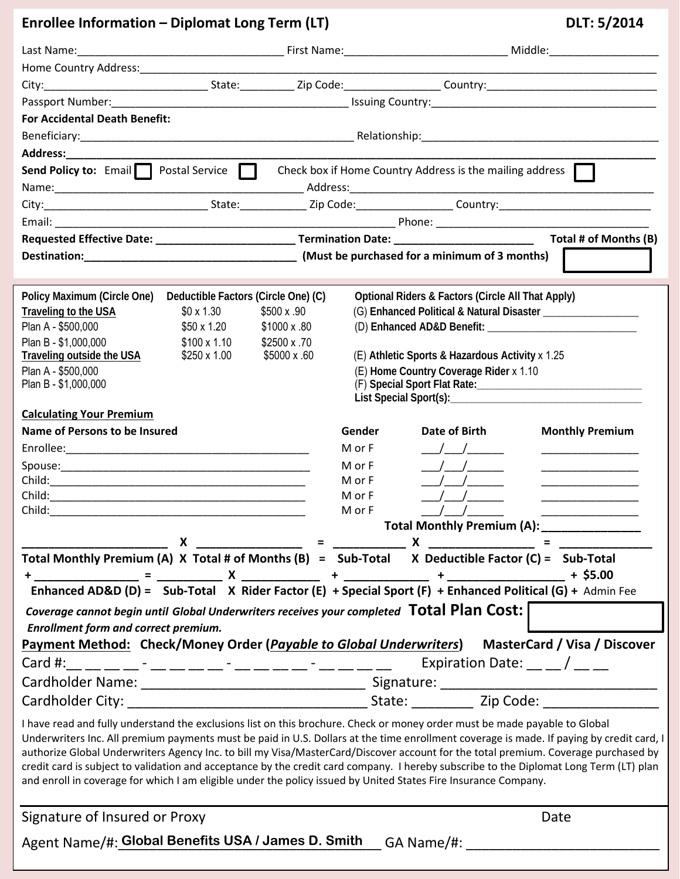## Enrollee Information – Diplomat Long Term (LT)

**DLT: 5/2014**

Last Name:________________________________ First Name:__________________________ Middle:_________________

Home Country Address:_____________________________________________________________________________

City:___________________________ State:_________ Zip Code:_______________ Country:___________________________

Passport Number:_______________________________________ Issuing Country:____________________________________

**For Accidental Death Benefit:**

Beneficiary:_____________________________________________ Relationship:_______________________________________

**Address:**___________________________________________________________________________________________

**Send Policy to:** Email ☐ Postal Service ☐ Check box if Home Country Address is the mailing address ☐

Name:_________________________________________ Address:__________________________________________________

City:___________________________ State:___________ Zip Code:_______________ Country:_________________________

Email: ______________________________________________________ Phone: ___________________________________

**Requested Effective Date:** ______________________ **Termination Date:** ______________________ **Total # of Months (B)**

**Destination:**___________________________________ **(Must be purchased for a minimum of 3 months)** ☐

---

**Policy Maximum (Circle One)**

**Traveling to the USA**
- Plan A - $500,000
- Plan B - $1,000,000

**Traveling outside the USA**
- Plan A - $500,000
- Plan B - $1,000,000

**Deductible Factors (Circle One) (C)**

| | |
|---|---|
| $0 x 1.30 | $500 x .90 |
| $50 x 1.20 | $1000 x .80 |
| $100 x 1.10 | $2500 x .70 |
| $250 x 1.00 | $5000 x .60 |

**Optional Riders & Factors (Circle All That Apply)**

- (G) **Enhanced Political & Natural Disaster** ________________
- (D) **Enhanced AD&D Benefit:** __________________________
- (E) **Athletic Sports & Hazardous Activity** x 1.25
- (E) **Home Country Coverage Rider** x 1.10
- (F) **Special Sport Flat Rate:**____________________________
- **List Special Sport(s):**________________________________

**Calculating Your Premium**

| Name of Persons to be Insured | Gender | Date of Birth | Monthly Premium |
|---|---|---|---|
| Enrollee:________________________________ | M or F | \_\_/\_\_/\_\_\_\_ | ______________ |
| Spouse:_________________________________ | M or F | \_\_/\_\_/\_\_\_\_ | ______________ |
| Child:__________________________________ | M or F | \_\_/\_\_/\_\_\_\_ | ______________ |
| Child:__________________________________ | M or F | \_\_/\_\_/\_\_\_\_ | ______________ |
| Child:__________________________________ | M or F | \_\_/\_\_/\_\_\_\_ | ______________ |

**Total Monthly Premium (A):**______________

______________ X ______________ = __________ X ______________ = ____________

**Total Monthly Premium (A) X Total # of Months (B) = Sub-Total X Deductible Factor (C) = Sub-Total**

\+ ______________ = __________ X ___________ + ___________ + _______________ + **$5.00**

**Enhanced AD&D (D) = Sub-Total X Rider Factor (E) + Special Sport (F) + Enhanced Political (G) +** Admin Fee

***Coverage cannot begin until Global Underwriters receives your completed Enrollment form and correct premium.*** **Total Plan Cost:** ☐

**Payment Method:** **Check/Money Order (*Payable to Global Underwriters*)** **MasterCard / Visa / Discover**

Card #:\_\_ \_\_ \_\_ \_\_ - \_\_ \_\_ \_\_ \_\_ - \_\_ \_\_ \_\_ \_\_ - \_\_ \_\_ \_\_ \_\_ Expiration Date: \_\_ \_\_ / \_\_ \_\_

Cardholder Name: ______________________________ Signature: ___________________________

Cardholder City: ________________________________ State: ________ Zip Code: ______________

I have read and fully understand the exclusions list on this brochure. Check or money order must be made payable to Global Underwriters Inc. All premium payments must be paid in U.S. Dollars at the time enrollment coverage is made. If paying by credit card, I authorize Global Underwriters Agency Inc. to bill my Visa/MasterCard/Discover account for the total premium. Coverage purchased by credit card is subject to validation and acceptance by the credit card company. I hereby subscribe to the Diplomat Long Term (LT) plan and enroll in coverage for which I am eligible under the policy issued by United States Fire Insurance Company.

Signature of Insured or Proxy ______________________________ Date __________

Agent Name/#: **Global Benefits USA / James D. Smith** GA Name/#: ________________________